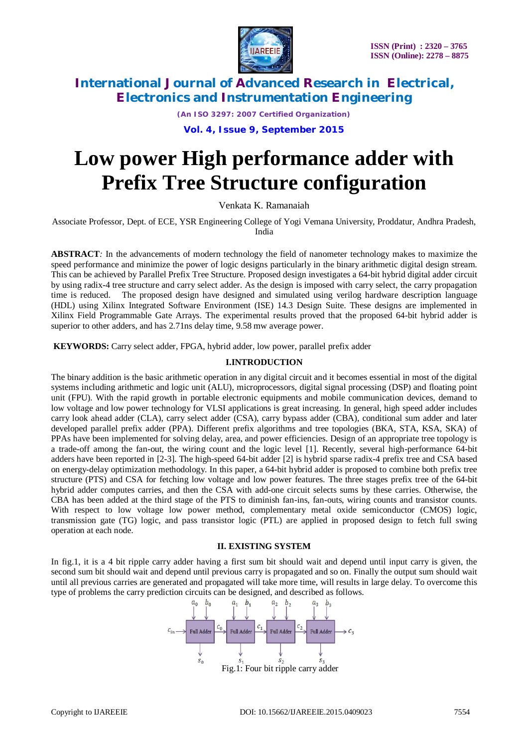# Low power High performance adder with Prefix Tree Structure configuration

Venkata K. Ramanaiah

Associate Professor, Dept. of ECE, YSR Engineering College of Yogi Vemana University, Proddatur, Andhra Pradesh, India

**ABSTRACT***:* In the advancements of modern technology the field of nanometer technology makes to maximize the speed performance and minimize the power of logic designs particularly in the binary arithmetic digital design stream. This can be achieved by Parallel Prefix Tree Structure. Proposed design investigates a 64-bit hybrid digital adder circuit by using radix-4 tree structure and carry select adder. As the design is imposed with carry select, the carry propagation time is reduced. The proposed design have designed and simulated using verilog hardware description language (HDL) using Xilinx Integrated Software Environment (ISE) 14.3 Design Suite. These designs are implemented in Xilinx Field Programmable Gate Arrays. The experimental results proved that the proposed 64-bit hybrid adder is superior to other adders, and has 2.71ns delay time, 9.58 mw average power.

**KEYWORDS:** Carry select adder, FPGA, hybrid adder, low power, parallel prefix adder

## I.INTRODUCTION

The binary addition is the basic arithmetic operation in any digital circuit and it becomes essential in most of the digital systems including arithmetic and logic unit (ALU), microprocessors, digital signal processing (DSP) and floating point unit (FPU). With the rapid growth in portable electronic equipments and mobile communication devices, demand to low voltage and low power technology for VLSI applications is great increasing. In general, high speed adder includes carry look ahead adder (CLA), carry select adder (CSA), carry bypass adder (CBA), conditional sum adder and later developed parallel prefix adder (PPA). Different prefix algorithms and tree topologies (BKA, STA, KSA, SKA) of PPAs have been implemented for solving delay, area, and power efficiencies. Design of an appropriate tree topology is a trade-off among the fan-out, the wiring count and the logic level [1]. Recently, several high-performance 64-bit adders have been reported in [2-3]. The high-speed 64-bit adder [2] is hybrid sparse radix-4 prefix tree and CSA based on energy-delay optimization methodology. In this paper, a 64-bit hybrid adder is proposed to combine both prefix tree structure (PTS) and CSA for fetching low voltage and low power features. The three stages prefix tree of the 64-bit hybrid adder computes carries, and then the CSA with add-one circuit selects sums by these carries. Otherwise, the CBA has been added at the third stage of the PTS to diminish fan-ins, fan-outs, wiring counts and transistor counts. With respect to low voltage low power method, complementary metal oxide semiconductor (CMOS) logic, transmission gate (TG) logic, and pass transistor logic (PTL) are applied in proposed design to fetch full swing operation at each node.

## II. EXISTING SYSTEM

In fig.1, it is a 4 bit ripple carry adder having a first sum bit should wait and depend until input carry is given, the second sum bit should wait and depend until previous carry is propagated and so on. Finally the output sum should wait until all previous carries are generated and propagated will take more time, will results in large delay. To overcome this type of problems the carry prediction circuits can be designed, and described as follows.

Fig.1: Four bit ripple carry adder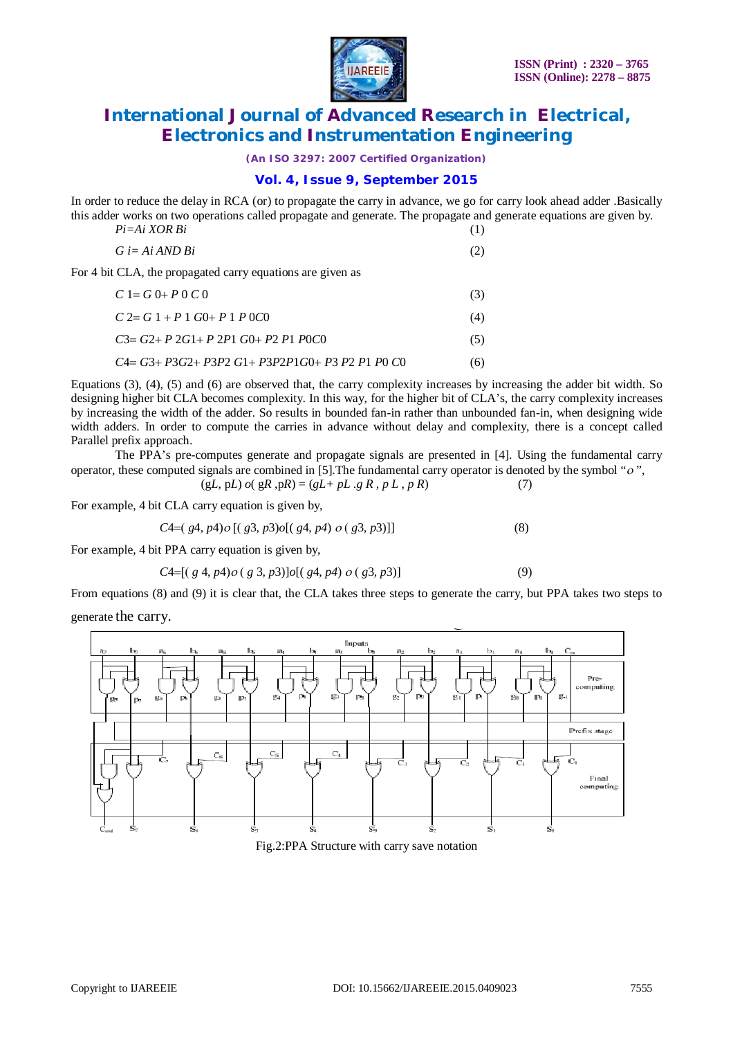In order to reduce the delay in RCA (or) to propagate the carry in advance, we go for carry look ahead adder .Basically this adder works on two operations called propagate and generate. The propagate and generate equations are given by.

$$Pi = Ai \text{ XOR } Bi \quad (1)$$

$$G\, i = Ai \text{ AND } Bi \quad (2)$$

For 4 bit CLA, the propagated carry equations are given as

$$C\,1 = G\,0 + P\,0\,C\,0 \quad (3)$$

$$C\,2 = G\,1 + P\,1\,G0 + P\,1\,P\,0C0 \quad (4)$$

$$C3 = G2 + P\,2G1 + P\,2P1\,G0 + P2\,P1\,P0C0 \quad (5)$$

$$C4 = G3 + P3G2 + P3P2\,G1 + P3P2P1G0 + P3\,P2\,P1\,P0\,C0 \quad (6)$$

Equations (3), (4), (5) and (6) are observed that, the carry complexity increases by increasing the adder bit width. So designing higher bit CLA becomes complexity. In this way, for the higher bit of CLA's, the carry complexity increases by increasing the width of the adder. So results in bounded fan-in rather than unbounded fan-in, when designing wide width adders. In order to compute the carries in advance without delay and complexity, there is a concept called Parallel prefix approach.

The PPA's pre-computes generate and propagate signals are presented in [4]. Using the fundamental carry operator, these computed signals are combined in [5].The fundamental carry operator is denoted by the symbol "$o$",

$$(gL,\, pL)\; o\,(\, gR\, ,pR) = (gL + pL\,.g\,R\,,\, p\,L\,,\, p\,R) \quad (7)$$

For example, 4 bit CLA carry equation is given by,

$$C4 = (\, g4,\, p4)\, o\, [(\, g3,\, p3) o [(\, g4,\, p4)\;o\;(\, g3,\, p3)]] \quad (8)$$

For example, 4 bit PPA carry equation is given by,

$$C4 = [(\, g\,4,\, p4) o\,(\, g\,3,\, p3)] o [(\, g4,\, p4)\; o\;(\, g3,\, p3)] \quad (9)$$

From equations (8) and (9) it is clear that, the CLA takes three steps to generate the carry, but PPA takes two steps to generate the carry.

Fig.2:PPA Structure with carry save notation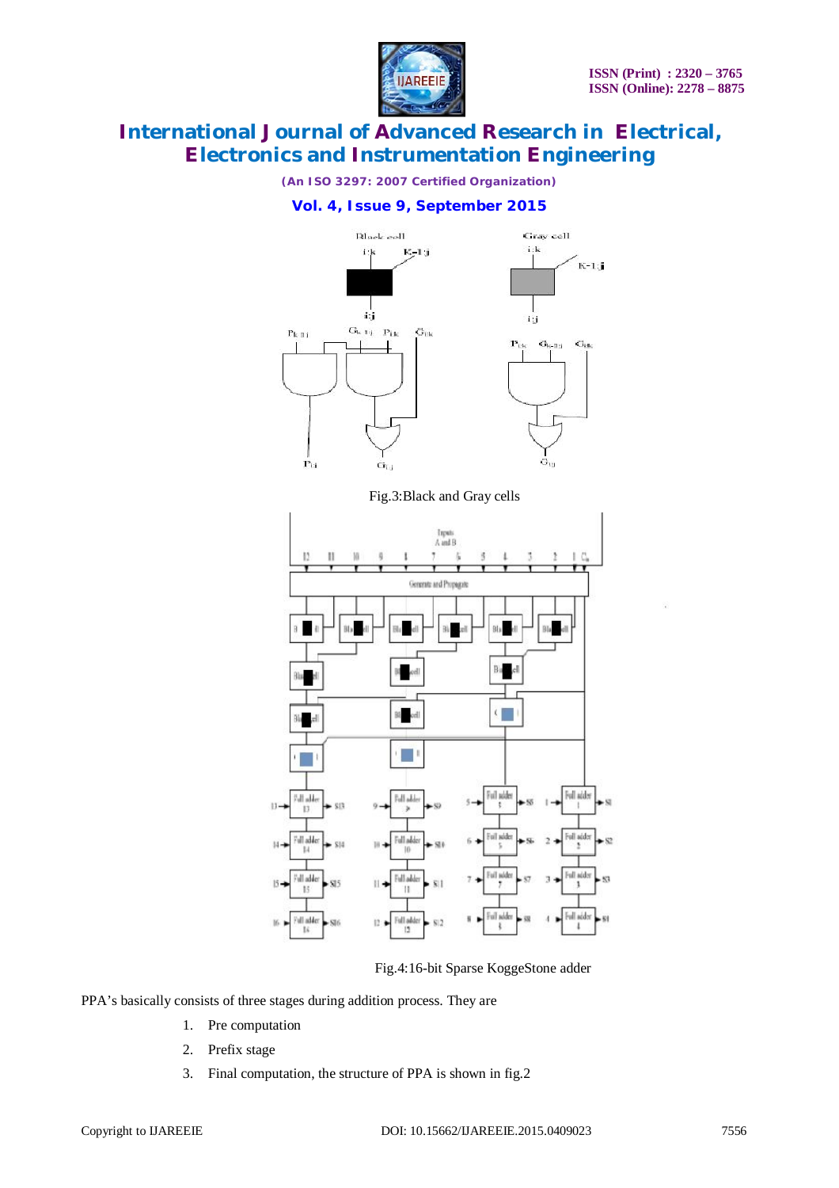Fig.3:Black and Gray cells

Fig.4:16-bit Sparse KoggeStone adder

PPA's basically consists of three stages during addition process. They are

1. Pre computation
2. Prefix stage
3. Final computation, the structure of PPA is shown in fig.2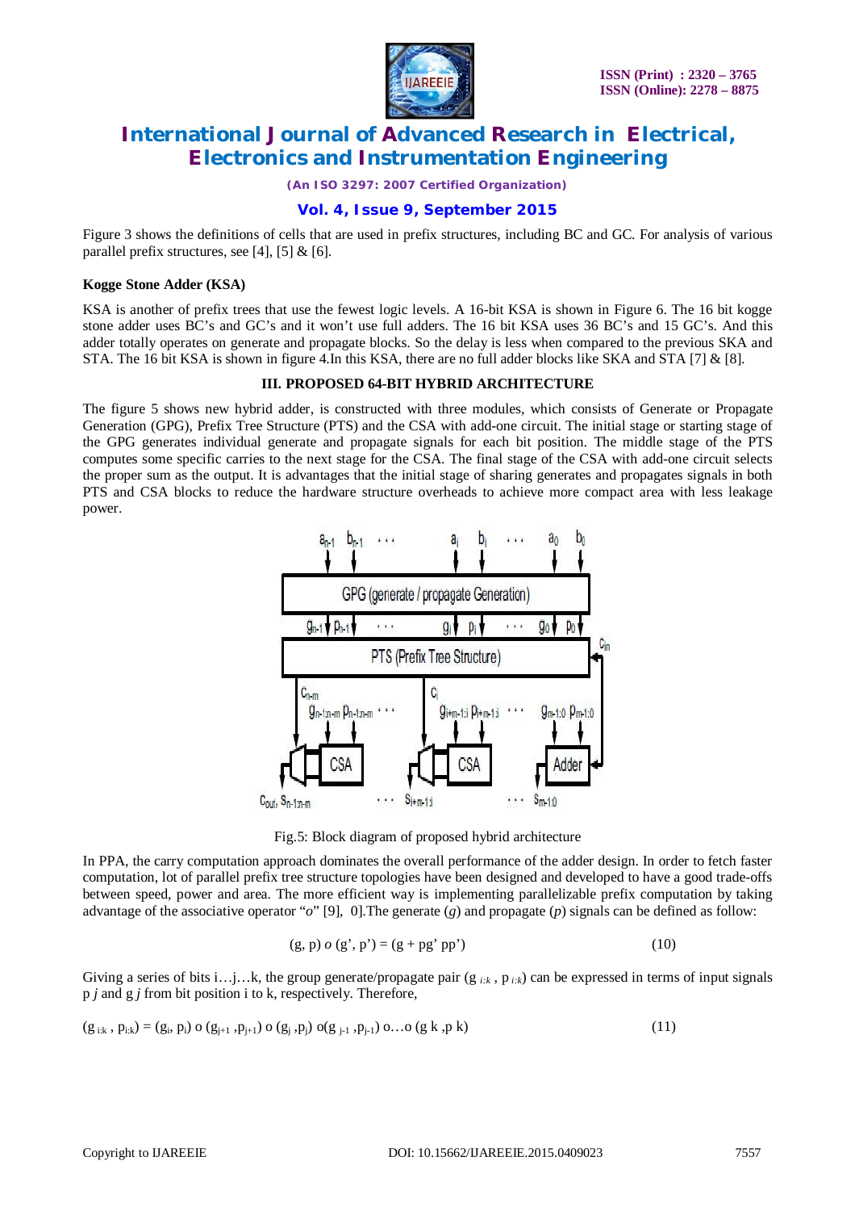Figure 3 shows the definitions of cells that are used in prefix structures, including BC and GC. For analysis of various parallel prefix structures, see [4], [5] & [6].

**Kogge Stone Adder (KSA)**

KSA is another of prefix trees that use the fewest logic levels. A 16-bit KSA is shown in Figure 6. The 16 bit kogge stone adder uses BC's and GC's and it won't use full adders. The 16 bit KSA uses 36 BC's and 15 GC's. And this adder totally operates on generate and propagate blocks. So the delay is less when compared to the previous SKA and STA. The 16 bit KSA is shown in figure 4.In this KSA, there are no full adder blocks like SKA and STA [7] & [8].

## III. PROPOSED 64-BIT HYBRID ARCHITECTURE

The figure 5 shows new hybrid adder, is constructed with three modules, which consists of Generate or Propagate Generation (GPG), Prefix Tree Structure (PTS) and the CSA with add-one circuit. The initial stage or starting stage of the GPG generates individual generate and propagate signals for each bit position. The middle stage of the PTS computes some specific carries to the next stage for the CSA. The final stage of the CSA with add-one circuit selects the proper sum as the output. It is advantages that the initial stage of sharing generates and propagates signals in both PTS and CSA blocks to reduce the hardware structure overheads to achieve more compact area with less leakage power.

Fig.5: Block diagram of proposed hybrid architecture

In PPA, the carry computation approach dominates the overall performance of the adder design. In order to fetch faster computation, lot of parallel prefix tree structure topologies have been designed and developed to have a good trade-offs between speed, power and area. The more efficient way is implementing parallelizable prefix computation by taking advantage of the associative operator "*o*" [9], 0].The generate (*g*) and propagate (*p*) signals can be defined as follow:

$$(g, p) \; o \; (g', p') = (g + pg' \; pp') \tag{10}$$

Giving a series of bits i…j…k, the group generate/propagate pair ($g_{i:k}$ , $p_{i:k}$) can be expressed in terms of input signals $p_j$ and $g_j$ from bit position i to k, respectively. Therefore,

$$(g_{i:k} , p_{i:k}) = (g_i, p_i) \; o \; (g_{j+1} ,p_{j+1}) \; o \; (g_j ,p_j) \; o(g_{j-1} ,p_{j-1}) \; o \ldots o \; (g_k ,p_k) \tag{11}$$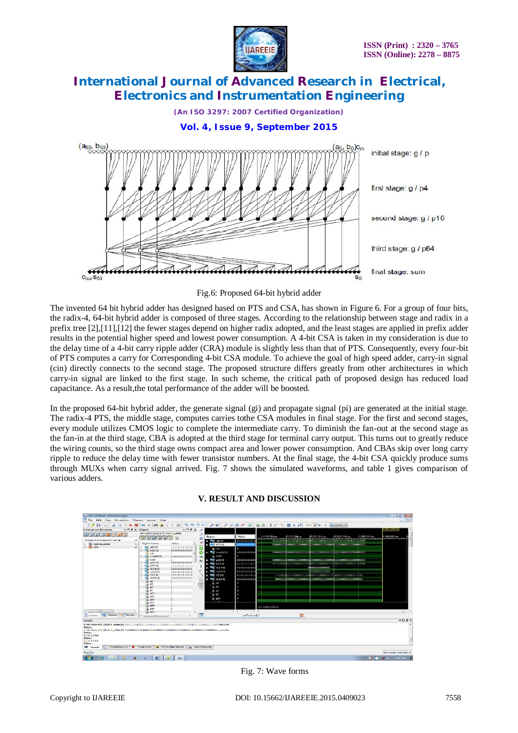Fig.6: Proposed 64-bit hybrid adder

The invented 64 bit hybrid adder has designed based on PTS and CSA, has shown in Figure 6. For a group of four bits, the radix-4, 64-bit hybrid adder is composed of three stages. According to the relationship between stage and radix in a prefix tree [2],[11],[12] the fewer stages depend on higher radix adopted, and the least stages are applied in prefix adder results in the potential higher speed and lowest power consumption. A 4-bit CSA is taken in my consideration is due to the delay time of a 4-bit carry ripple adder (CRA) module is slightly less than that of PTS. Consequently, every four-bit of PTS computes a carry for Corresponding 4-bit CSA module. To achieve the goal of high speed adder, carry-in signal (cin) directly connects to the second stage. The proposed structure differs greatly from other architectures in which carry-in signal are linked to the first stage. In such scheme, the critical path of proposed design has reduced load capacitance. As a result,the total performance of the adder will be boosted.

In the proposed 64-bit hybrid adder, the generate signal (gi) and propagate signal (pi) are generated at the initial stage. The radix-4 PTS, the middle stage, computes carries tothe CSA modules in final stage. For the first and second stages, every module utilizes CMOS logic to complete the intermediate carry. To diminish the fan-out at the second stage as the fan-in at the third stage, CBA is adopted at the third stage for terminal carry output. This turns out to greatly reduce the wiring counts, so the third stage owns compact area and lower power consumption. And CBAs skip over long carry ripple to reduce the delay time with fewer transistor numbers. At the final stage, the 4-bit CSA quickly produce sums through MUXs when carry signal arrived. Fig. 7 shows the simulated waveforms, and table 1 gives comparison of various adders.

## V. RESULT AND DISCUSSION

Fig. 7: Wave forms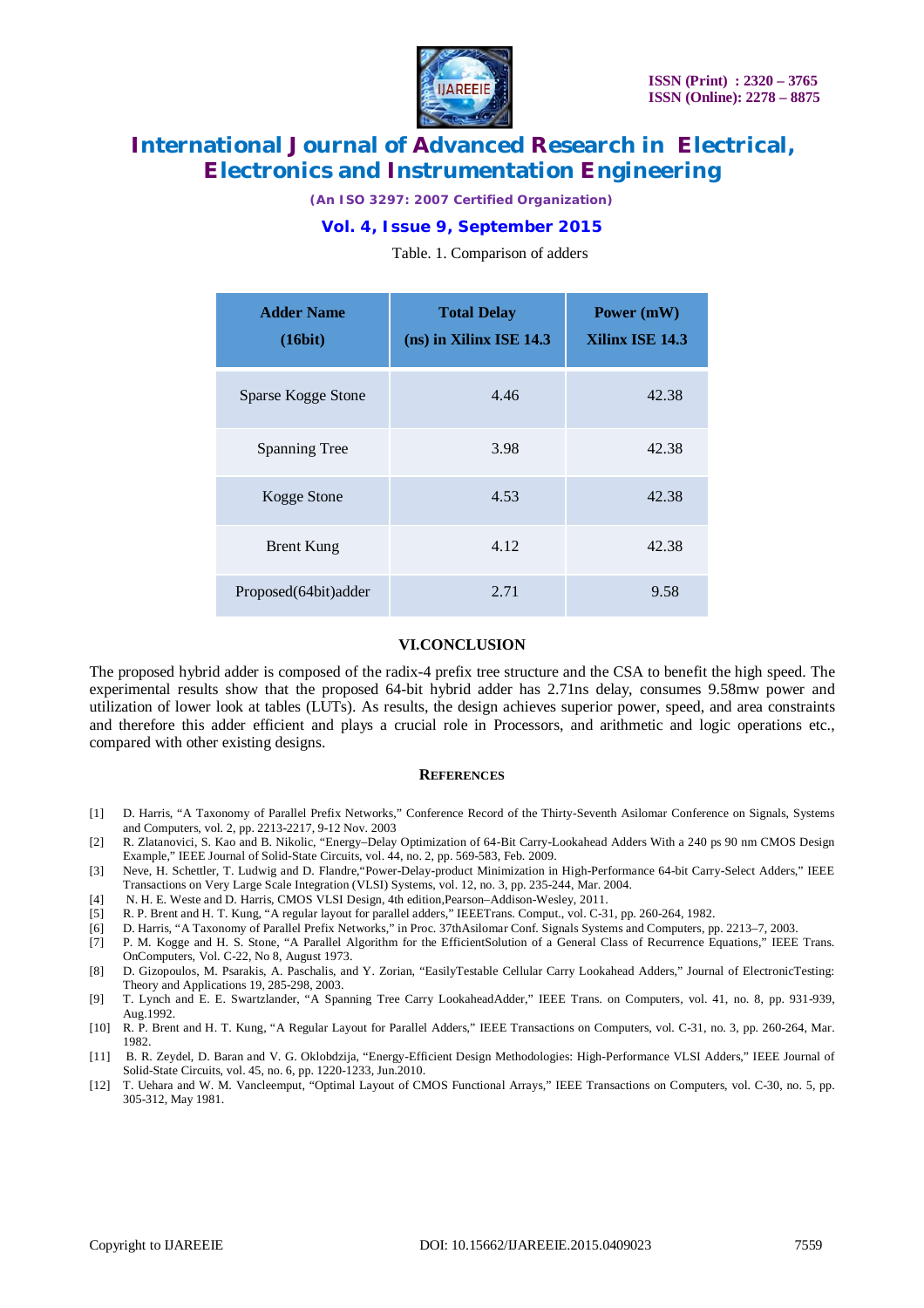Table. 1. Comparison of adders

| Adder Name (16bit) | Total Delay (ns) in Xilinx ISE 14.3 | Power (mW) Xilinx ISE 14.3 |
|---|---|---|
| Sparse Kogge Stone | 4.46 | 42.38 |
| Spanning Tree | 3.98 | 42.38 |
| Kogge Stone | 4.53 | 42.38 |
| Brent Kung | 4.12 | 42.38 |
| Proposed(64bit)adder | 2.71 | 9.58 |

## VI.CONCLUSION

The proposed hybrid adder is composed of the radix-4 prefix tree structure and the CSA to benefit the high speed. The experimental results show that the proposed 64-bit hybrid adder has 2.71ns delay, consumes 9.58mw power and utilization of lower look at tables (LUTs). As results, the design achieves superior power, speed, and area constraints and therefore this adder efficient and plays a crucial role in Processors, and arithmetic and logic operations etc., compared with other existing designs.

## REFERENCES

[1] D. Harris, "A Taxonomy of Parallel Prefix Networks," Conference Record of the Thirty-Seventh Asilomar Conference on Signals, Systems and Computers, vol. 2, pp. 2213-2217, 9-12 Nov. 2003

[2] R. Zlatanovici, S. Kao and B. Nikolic, "Energy–Delay Optimization of 64-Bit Carry-Lookahead Adders With a 240 ps 90 nm CMOS Design Example," IEEE Journal of Solid-State Circuits, vol. 44, no. 2, pp. 569-583, Feb. 2009.

[3] Neve, H. Schettler, T. Ludwig and D. Flandre,"Power-Delay-product Minimization in High-Performance 64-bit Carry-Select Adders," IEEE Transactions on Very Large Scale Integration (VLSI) Systems, vol. 12, no. 3, pp. 235-244, Mar. 2004.

[4] N. H. E. Weste and D. Harris, CMOS VLSI Design, 4th edition,Pearson–Addison-Wesley, 2011.

[5] R. P. Brent and H. T. Kung, "A regular layout for parallel adders," IEEETrans. Comput., vol. C-31, pp. 260-264, 1982.

[6] D. Harris, "A Taxonomy of Parallel Prefix Networks," in Proc. 37thAsilomar Conf. Signals Systems and Computers, pp. 2213–7, 2003.

[7] P. M. Kogge and H. S. Stone, "A Parallel Algorithm for the EfficientSolution of a General Class of Recurrence Equations," IEEE Trans. OnComputers, Vol. C-22, No 8, August 1973.

[8] D. Gizopoulos, M. Psarakis, A. Paschalis, and Y. Zorian, "EasilyTestable Cellular Carry Lookahead Adders," Journal of ElectronicTesting: Theory and Applications 19, 285-298, 2003.

[9] T. Lynch and E. E. Swartzlander, "A Spanning Tree Carry LookaheadAdder," IEEE Trans. on Computers, vol. 41, no. 8, pp. 931-939, Aug.1992.

[10] R. P. Brent and H. T. Kung, "A Regular Layout for Parallel Adders," IEEE Transactions on Computers, vol. C-31, no. 3, pp. 260-264, Mar. 1982.

[11] B. R. Zeydel, D. Baran and V. G. Oklobdzija, "Energy-Efficient Design Methodologies: High-Performance VLSI Adders," IEEE Journal of Solid-State Circuits, vol. 45, no. 6, pp. 1220-1233, Jun.2010.

[12] T. Uehara and W. M. Vancleemput, "Optimal Layout of CMOS Functional Arrays," IEEE Transactions on Computers, vol. C-30, no. 5, pp. 305-312, May 1981.